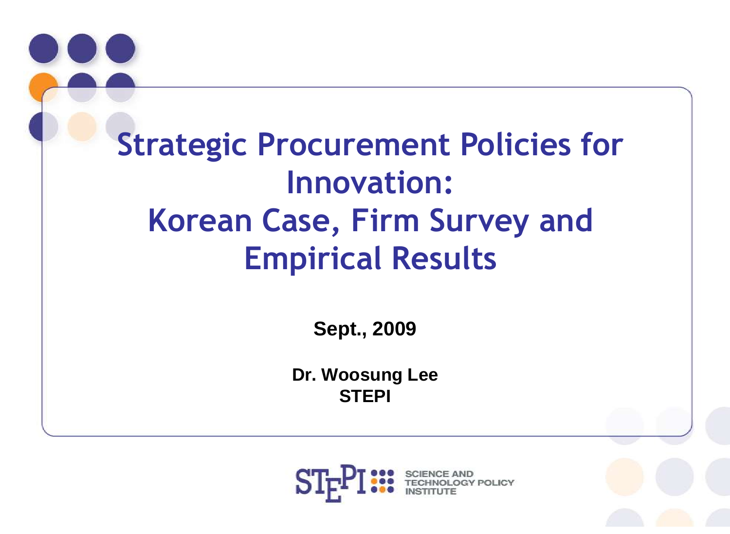# Strategic Procurement Policies for Innovation: Korean Case, Firm Survey and Empirical Results

**Sept., 2009**

**Dr. Woosung Lee**
**STEPI**

STEPI SCIENCE AND TECHNOLOGY POLICY INSTITUTE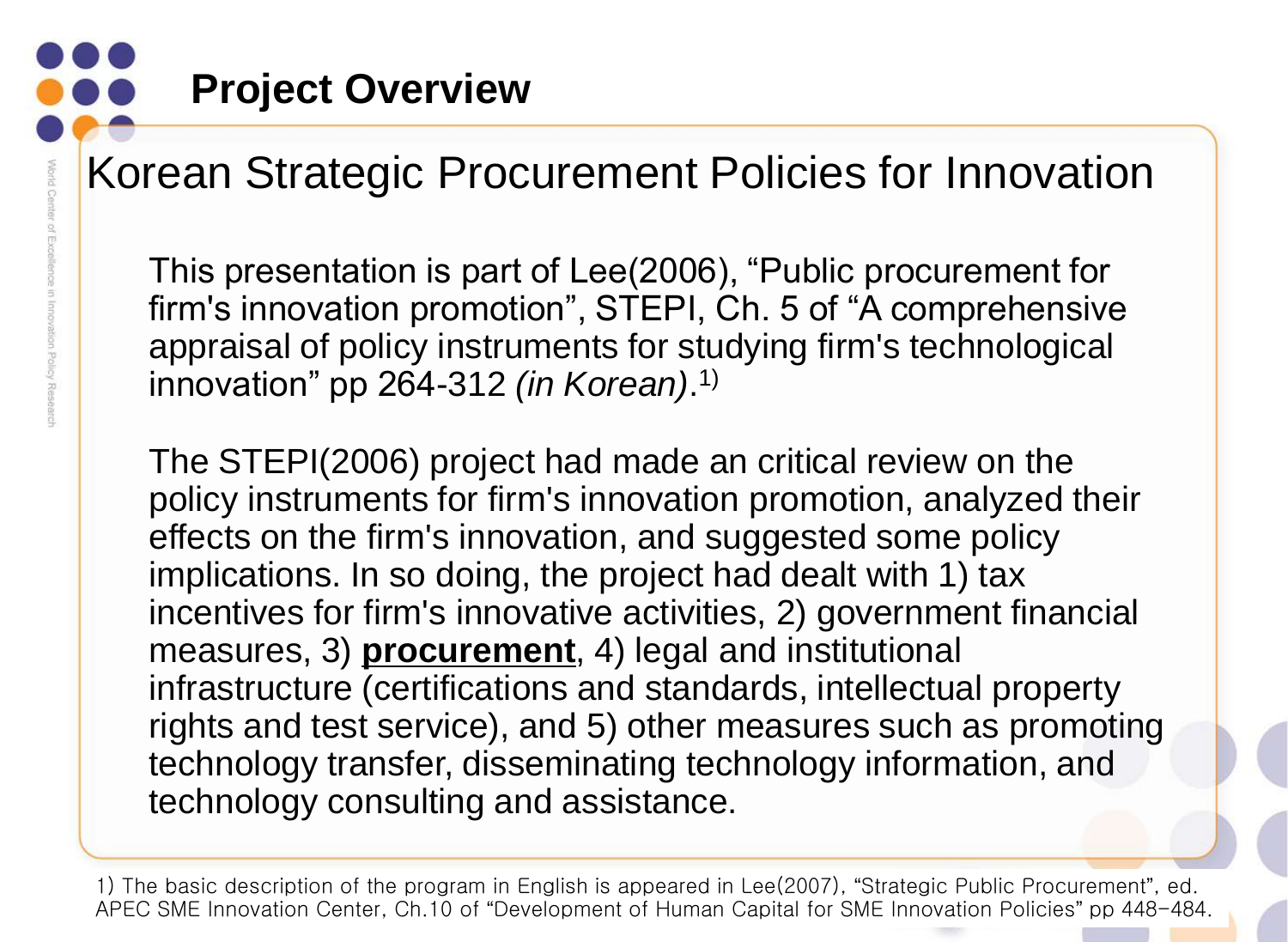# Project Overview

## Korean Strategic Procurement Policies for Innovation

This presentation is part of Lee(2006), “Public procurement for firm's innovation promotion”, STEPI, Ch. 5 of “A comprehensive appraisal of policy instruments for studying firm's technological innovation” pp 264-312 *(in Korean)*.[1)]

The STEPI(2006) project had made an critical review on the policy instruments for firm's innovation promotion, analyzed their effects on the firm's innovation, and suggested some policy implications. In so doing, the project had dealt with 1) tax incentives for firm's innovative activities, 2) government financial measures, 3) **procurement**, 4) legal and institutional infrastructure (certifications and standards, intellectual property rights and test service), and 5) other measures such as promoting technology transfer, disseminating technology information, and technology consulting and assistance.

1) The basic description of the program in English is appeared in Lee(2007), “Strategic Public Procurement”, ed. APEC SME Innovation Center, Ch.10 of “Development of Human Capital for SME Innovation Policies” pp 448-484.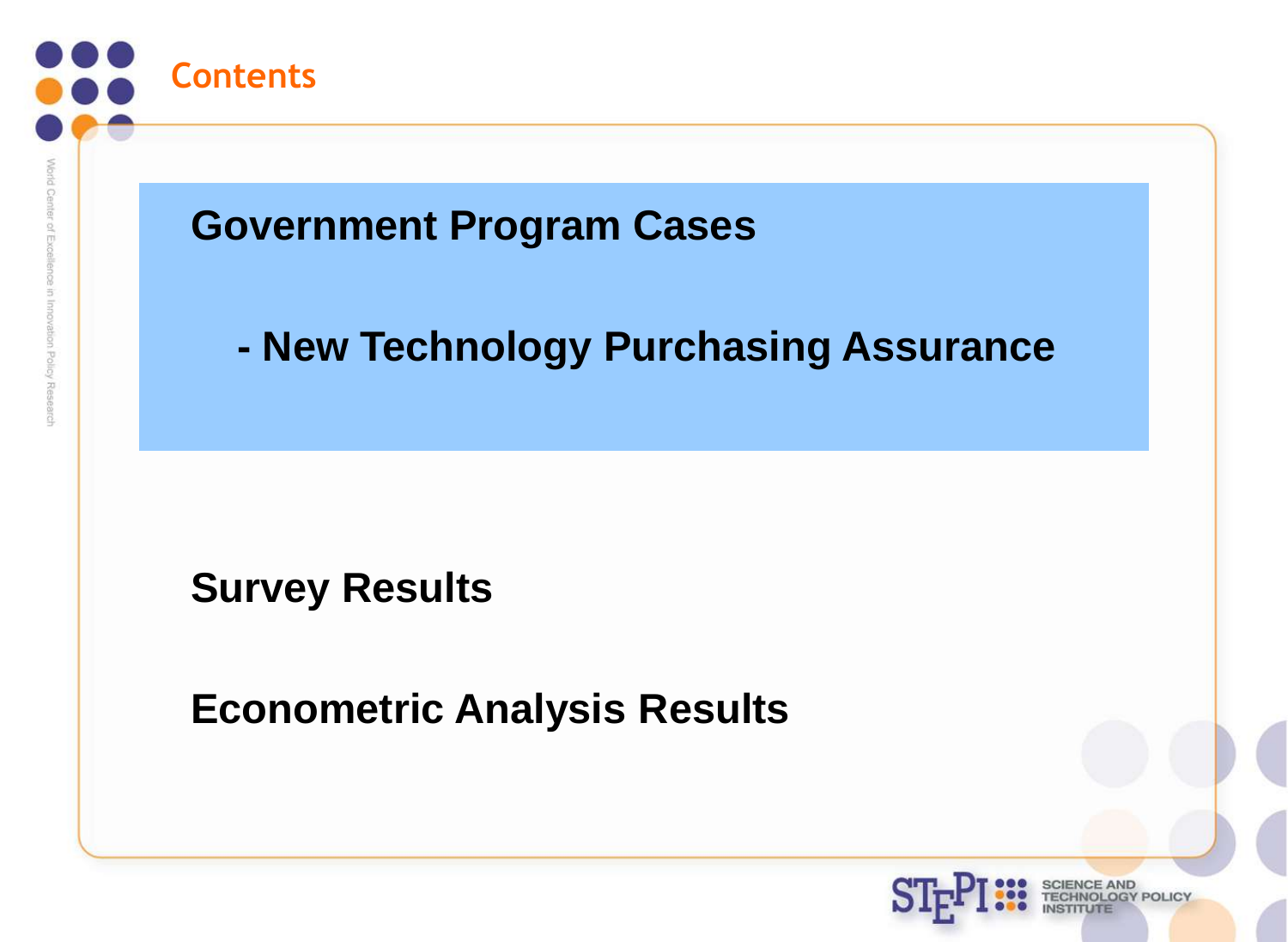## Contents

**Government Program Cases**

**- New Technology Purchasing Assurance**

**Survey Results**

**Econometric Analysis Results**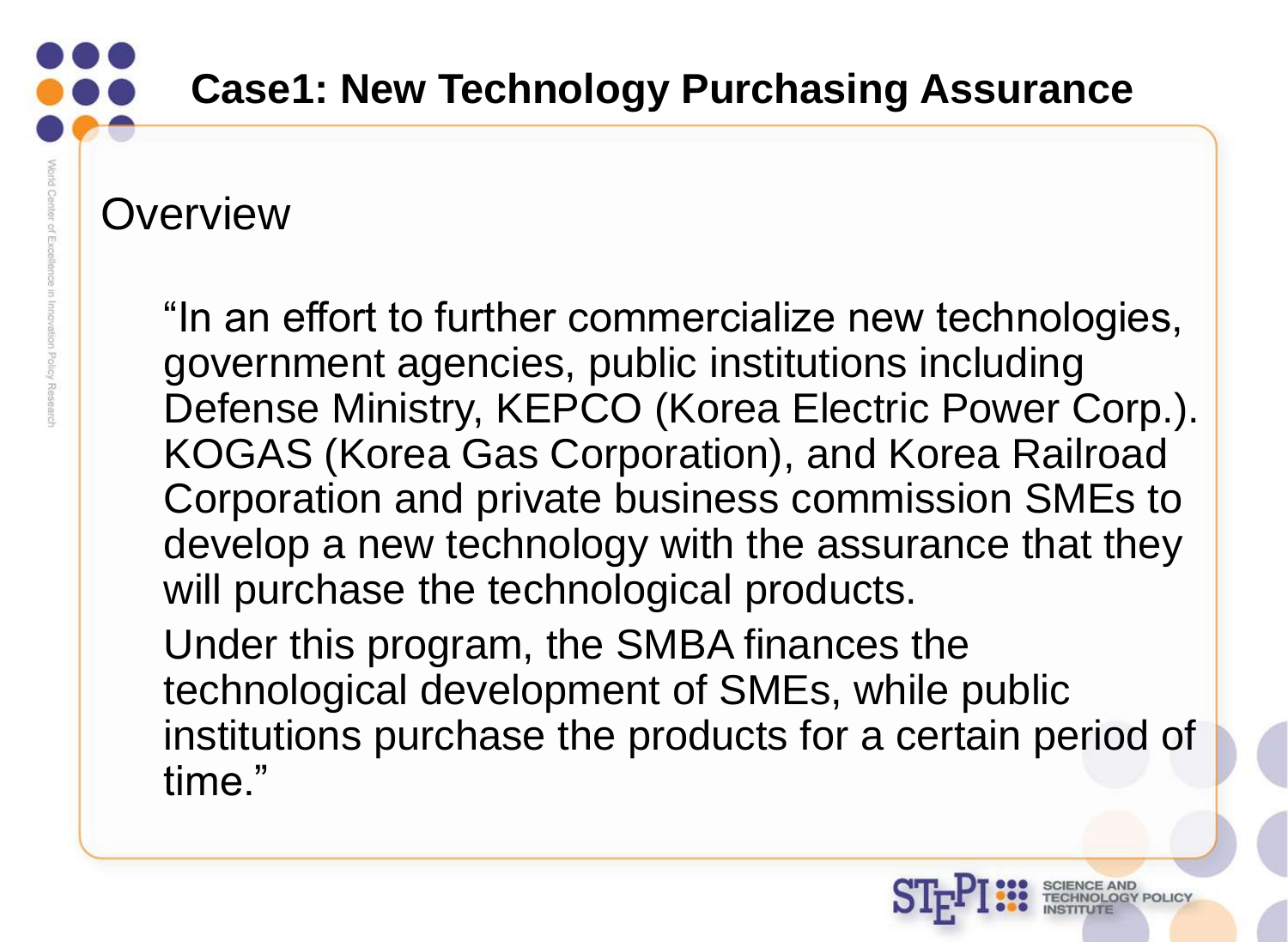# Case1: New Technology Purchasing Assurance

## Overview

"In an effort to further commercialize new technologies, government agencies, public institutions including Defense Ministry, KEPCO (Korea Electric Power Corp.). KOGAS (Korea Gas Corporation), and Korea Railroad Corporation and private business commission SMEs to develop a new technology with the assurance that they will purchase the technological products.

Under this program, the SMBA finances the technological development of SMEs, while public institutions purchase the products for a certain period of time."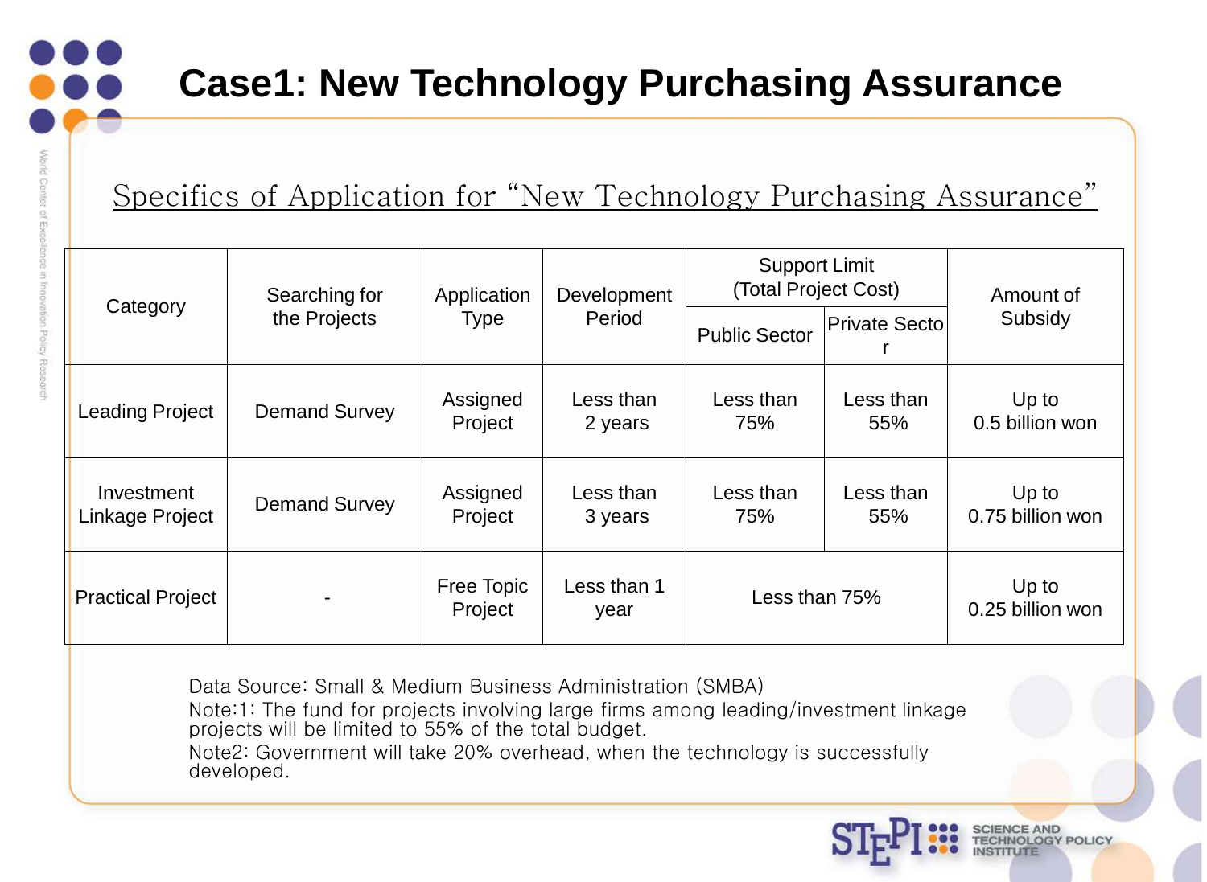# Case1: New Technology Purchasing Assurance

## Specifics of Application for "New Technology Purchasing Assurance"

| Category | Searching for the Projects | Application Type | Development Period | Support Limit (Total Project Cost) | | Amount of Subsidy |
|---|---|---|---|---|---|---|
| | | | | Public Sector | Private Sector | |
| Leading Project | Demand Survey | Assigned Project | Less than 2 years | Less than 75% | Less than 55% | Up to 0.5 billion won |
| Investment Linkage Project | Demand Survey | Assigned Project | Less than 3 years | Less than 75% | Less than 55% | Up to 0.75 billion won |
| Practical Project | - | Free Topic Project | Less than 1 year | Less than 75% | | Up to 0.25 billion won |

Data Source: Small & Medium Business Administration (SMBA)

Note:1: The fund for projects involving large firms among leading/investment linkage projects will be limited to 55% of the total budget.

Note2: Government will take 20% overhead, when the technology is successfully developed.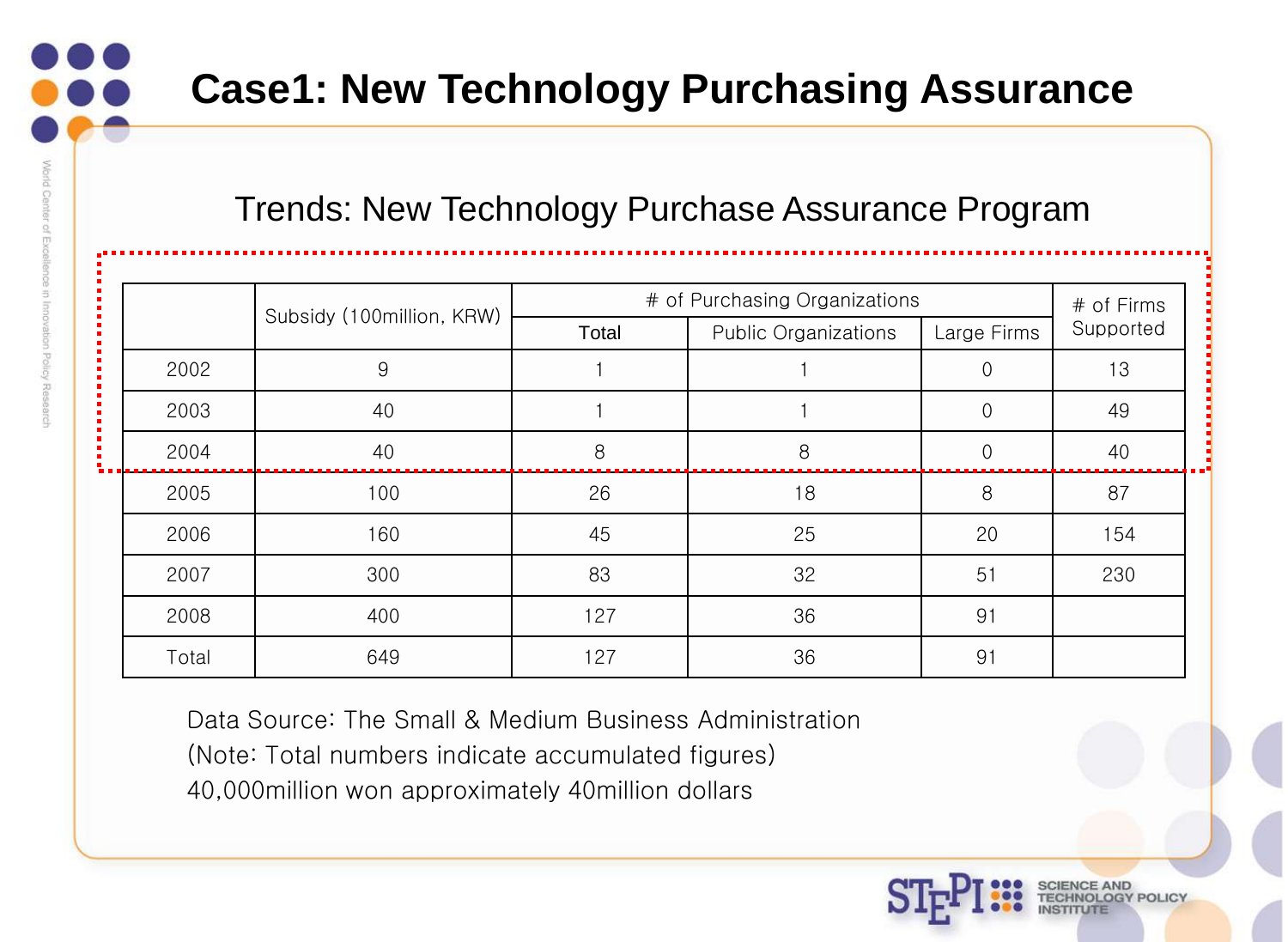# Case1: New Technology Purchasing Assurance

## Trends: New Technology Purchase Assurance Program

| | Subsidy (100million, KRW) | # of Purchasing Organizations | | | # of Firms Supported |
|---|---|---|---|---|---|
| | | Total | Public Organizations | Large Firms | |
| 2002 | 9 | 1 | 1 | 0 | 13 |
| 2003 | 40 | 1 | 1 | 0 | 49 |
| 2004 | 40 | 8 | 8 | 0 | 40 |
| 2005 | 100 | 26 | 18 | 8 | 87 |
| 2006 | 160 | 45 | 25 | 20 | 154 |
| 2007 | 300 | 83 | 32 | 51 | 230 |
| 2008 | 400 | 127 | 36 | 91 | |
| Total | 649 | 127 | 36 | 91 | |

Data Source: The Small & Medium Business Administration
(Note: Total numbers indicate accumulated figures)
40,000million won approximately 40million dollars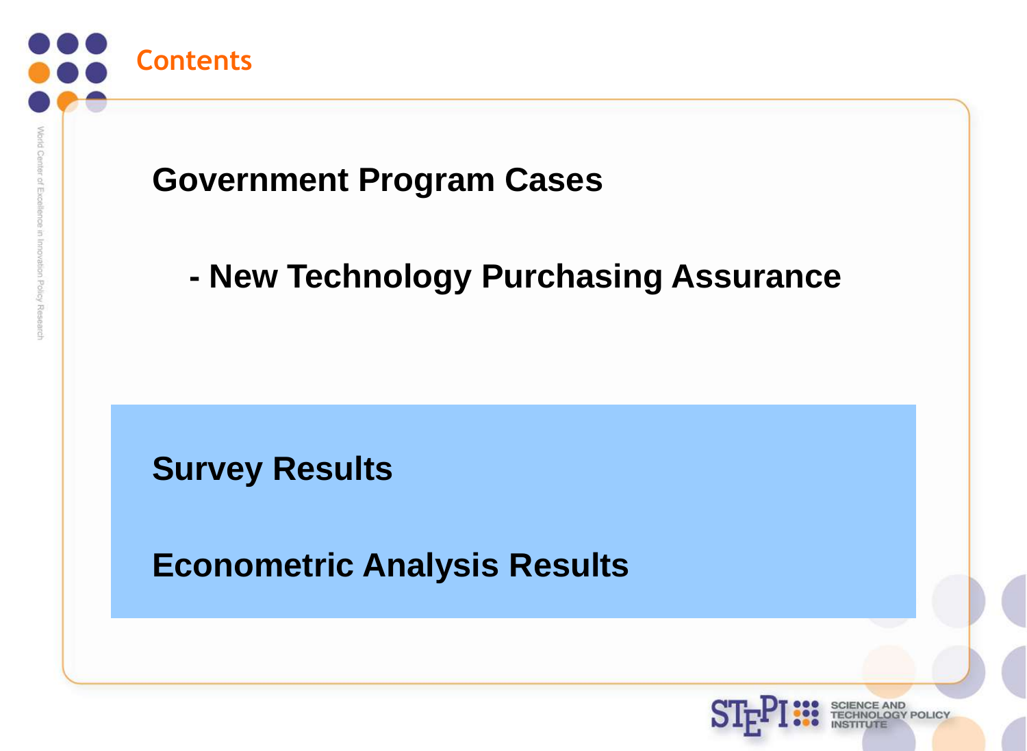## Contents

**Government Program Cases**

**- New Technology Purchasing Assurance**

**Survey Results**

**Econometric Analysis Results**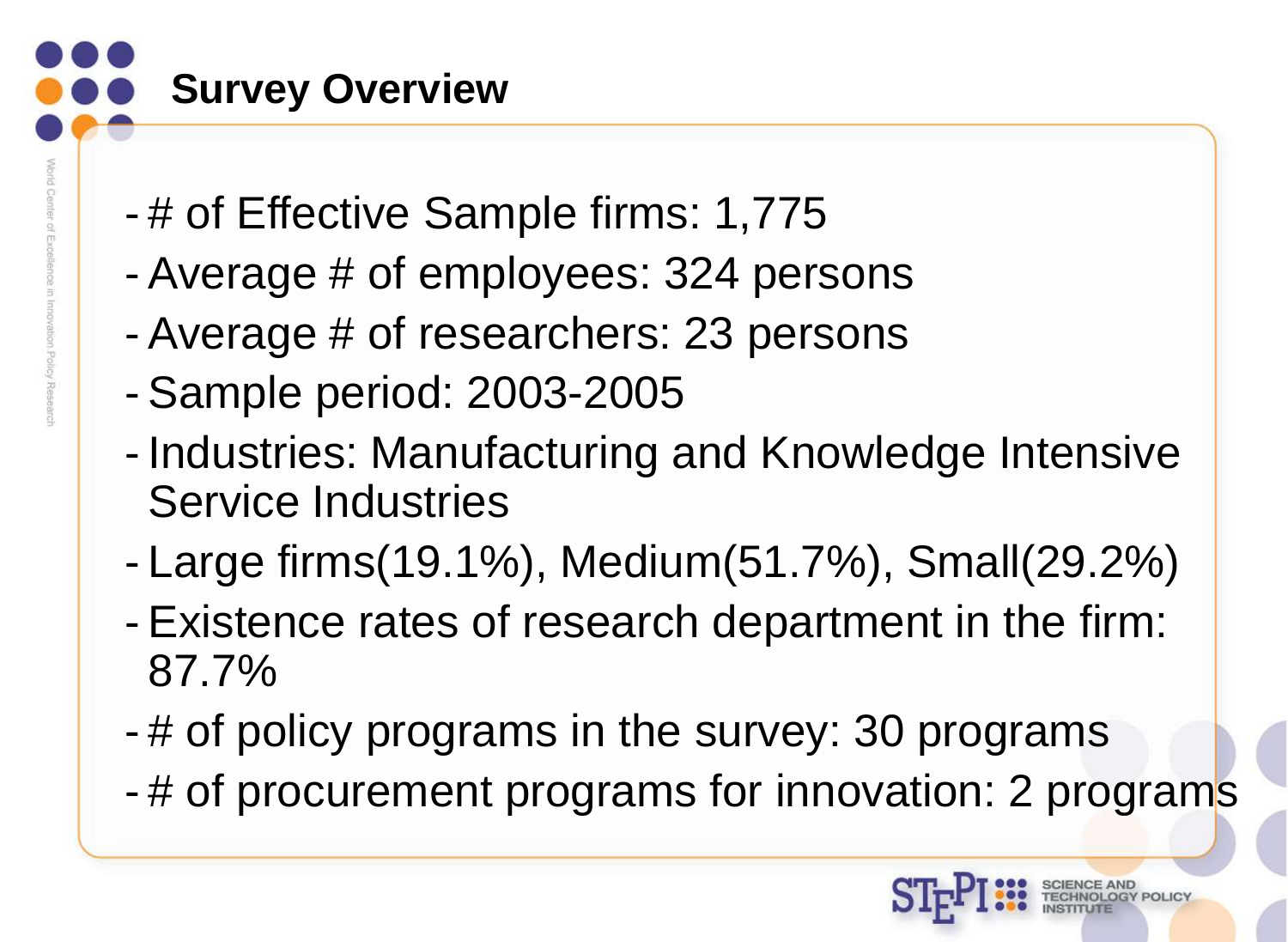## Survey Overview

- # of Effective Sample firms: 1,775
- Average # of employees: 324 persons
- Average # of researchers: 23 persons
- Sample period: 2003-2005
- Industries: Manufacturing and Knowledge Intensive Service Industries
- Large firms(19.1%), Medium(51.7%), Small(29.2%)
- Existence rates of research department in the firm: 87.7%
- # of policy programs in the survey: 30 programs
- # of procurement programs for innovation: 2 programs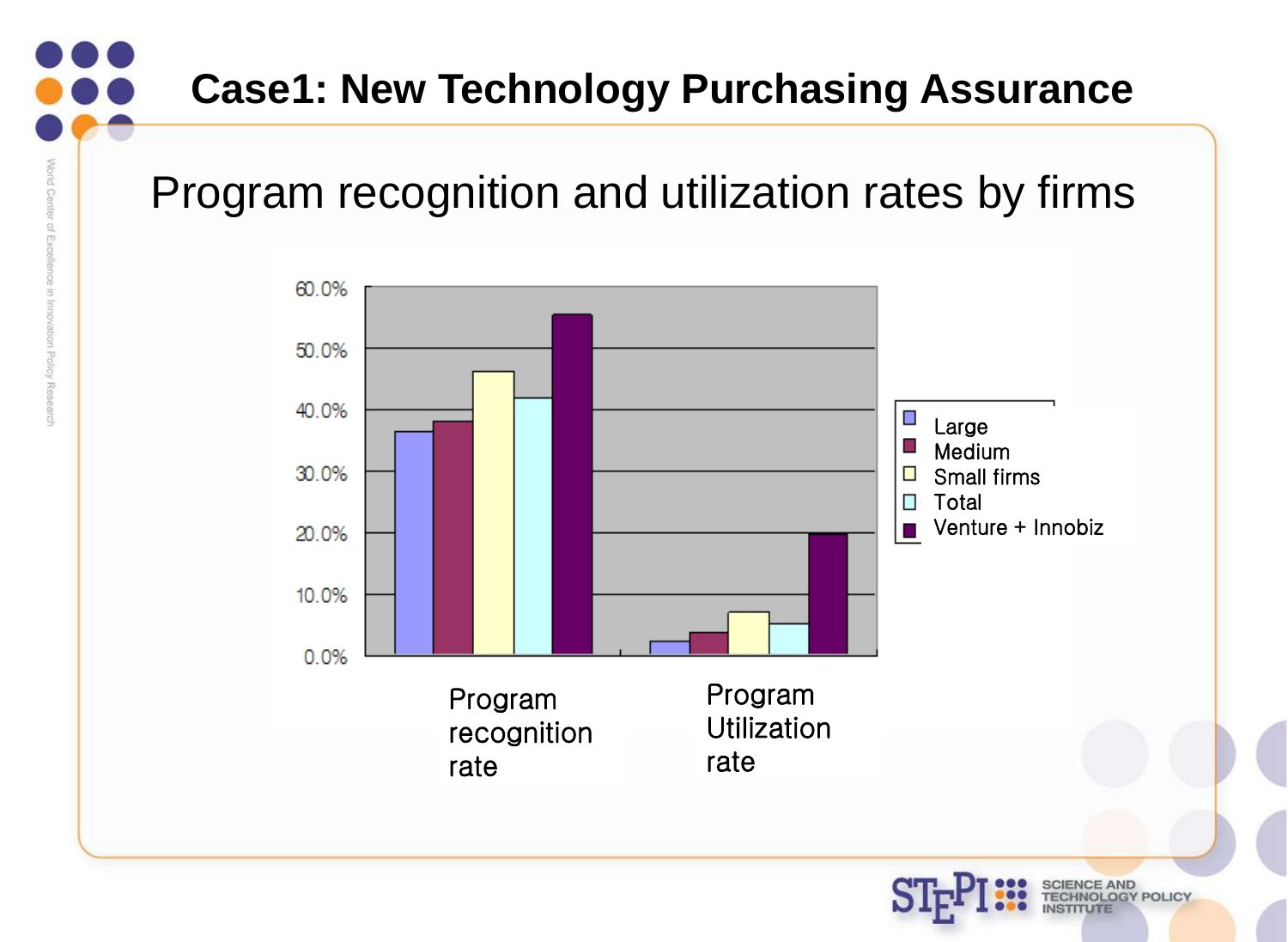# Case1: New Technology Purchasing Assurance

## Program recognition and utilization rates by firms

60.0%
50.0%
40.0%
30.0%
20.0%
10.0%
0.0%

- Large
- Medium
- Small firms
- Total
- Venture + Innobiz

Program recognition rate

Program Utilization rate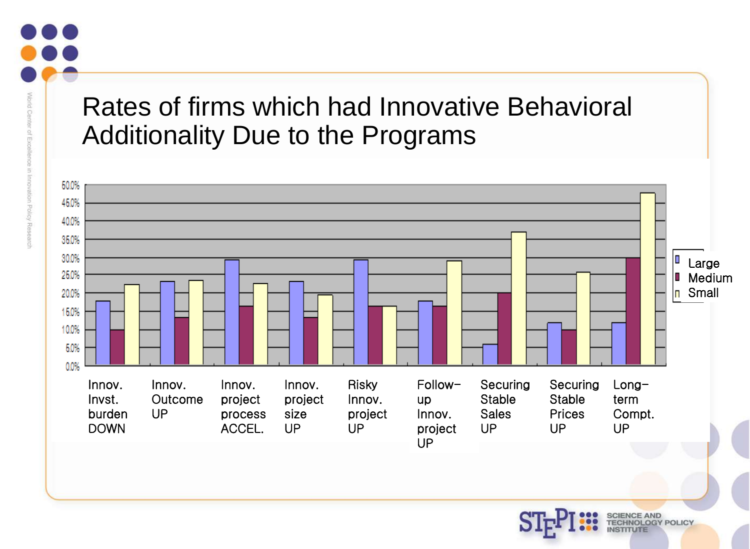# Rates of firms which had Innovative Behavioral Additionality Due to the Programs

Legend: Large, Medium, Small

Y-axis: 0.0%, 5.0%, 10.0%, 15.0%, 20.0%, 25.0%, 30.0%, 35.0%, 40.0%, 45.0%, 50.0%

Categories:
- Innov. Invst. burden DOWN
- Innov. Outcome UP
- Innov. project process ACCEL.
- Innov. project size UP
- Risky Innov. project UP
- Follow-up Innov. project UP
- Securing Stable Sales UP
- Securing Stable Prices UP
- Long-term Compt. UP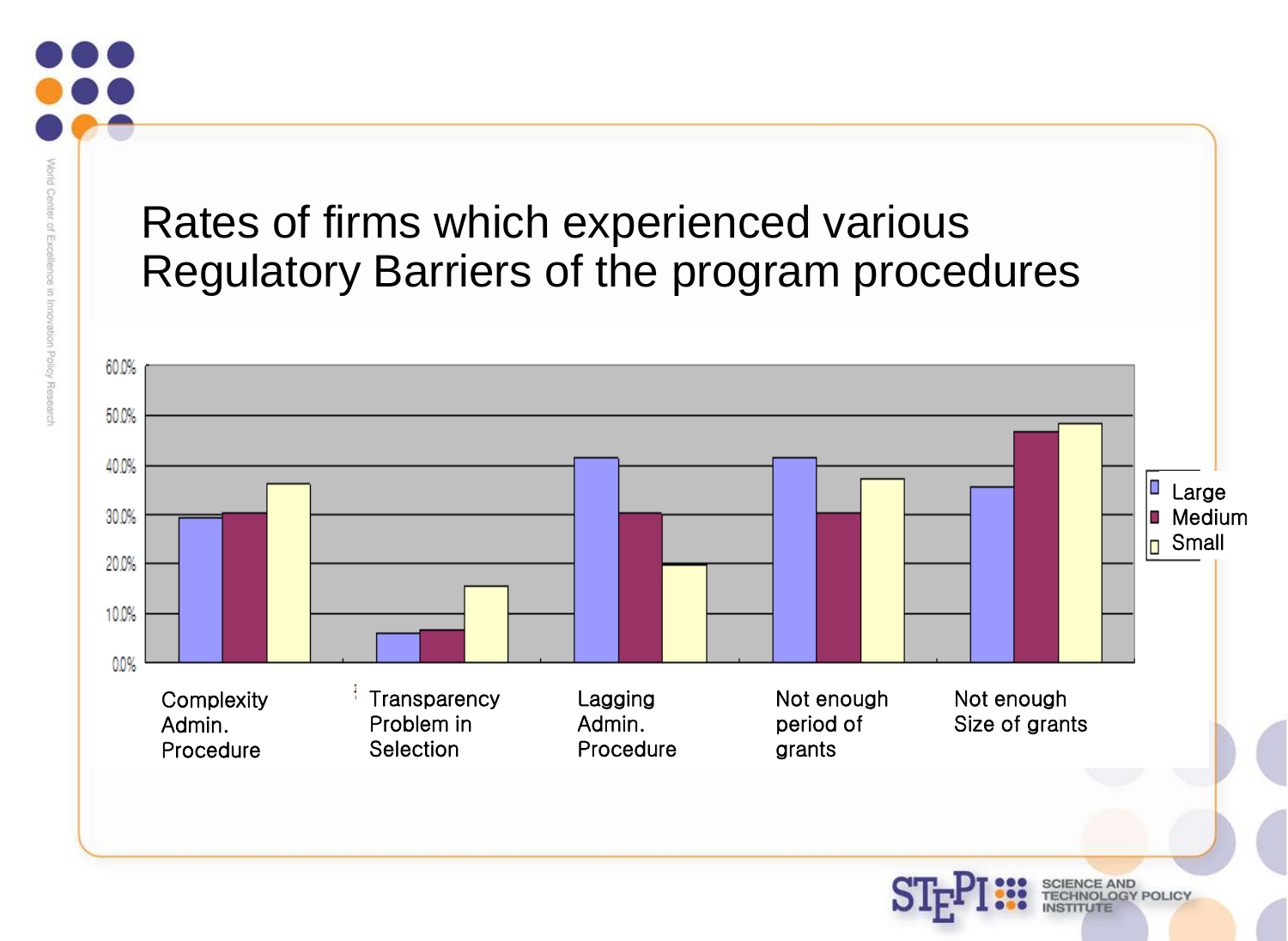# Rates of firms which experienced various Regulatory Barriers of the program procedures

60.0%
50.0%
40.0%
30.0%
20.0%
10.0%
0.0%

Large
Medium
Small

Complexity Admin. Procedure

Transparency Problem in Selection

Lagging Admin. Procedure

Not enough period of grants

Not enough Size of grants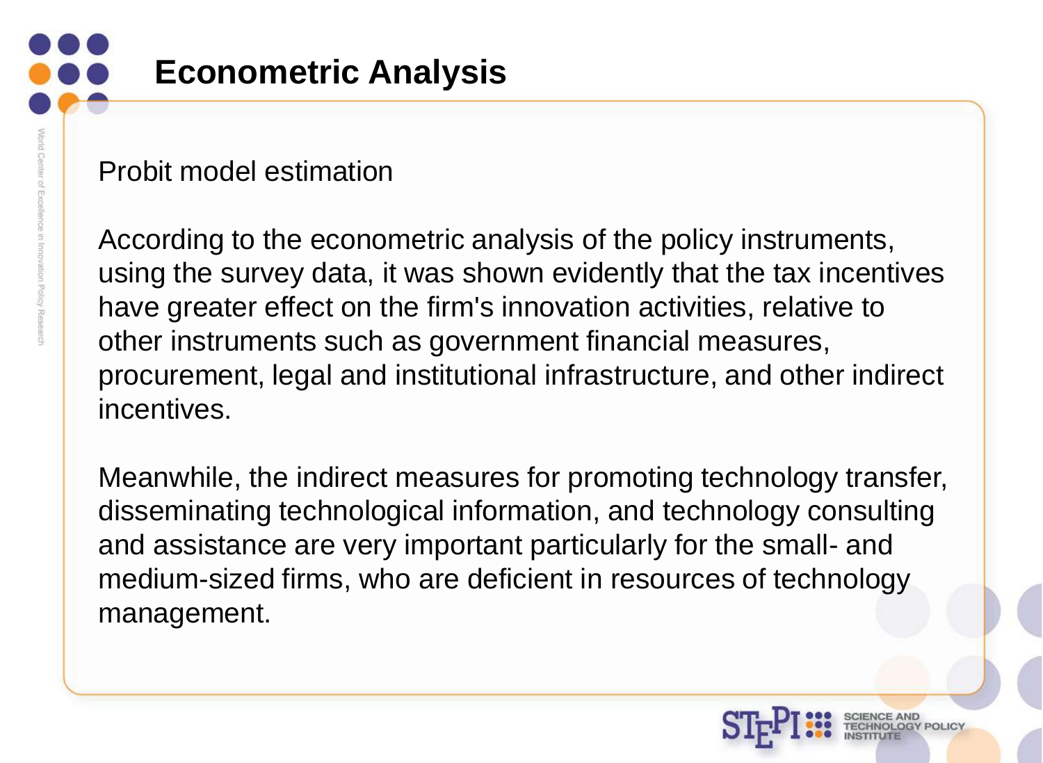# Econometric Analysis

Probit model estimation

According to the econometric analysis of the policy instruments, using the survey data, it was shown evidently that the tax incentives have greater effect on the firm's innovation activities, relative to other instruments such as government financial measures, procurement, legal and institutional infrastructure, and other indirect incentives.

Meanwhile, the indirect measures for promoting technology transfer, disseminating technological information, and technology consulting and assistance are very important particularly for the small- and medium-sized firms, who are deficient in resources of technology management.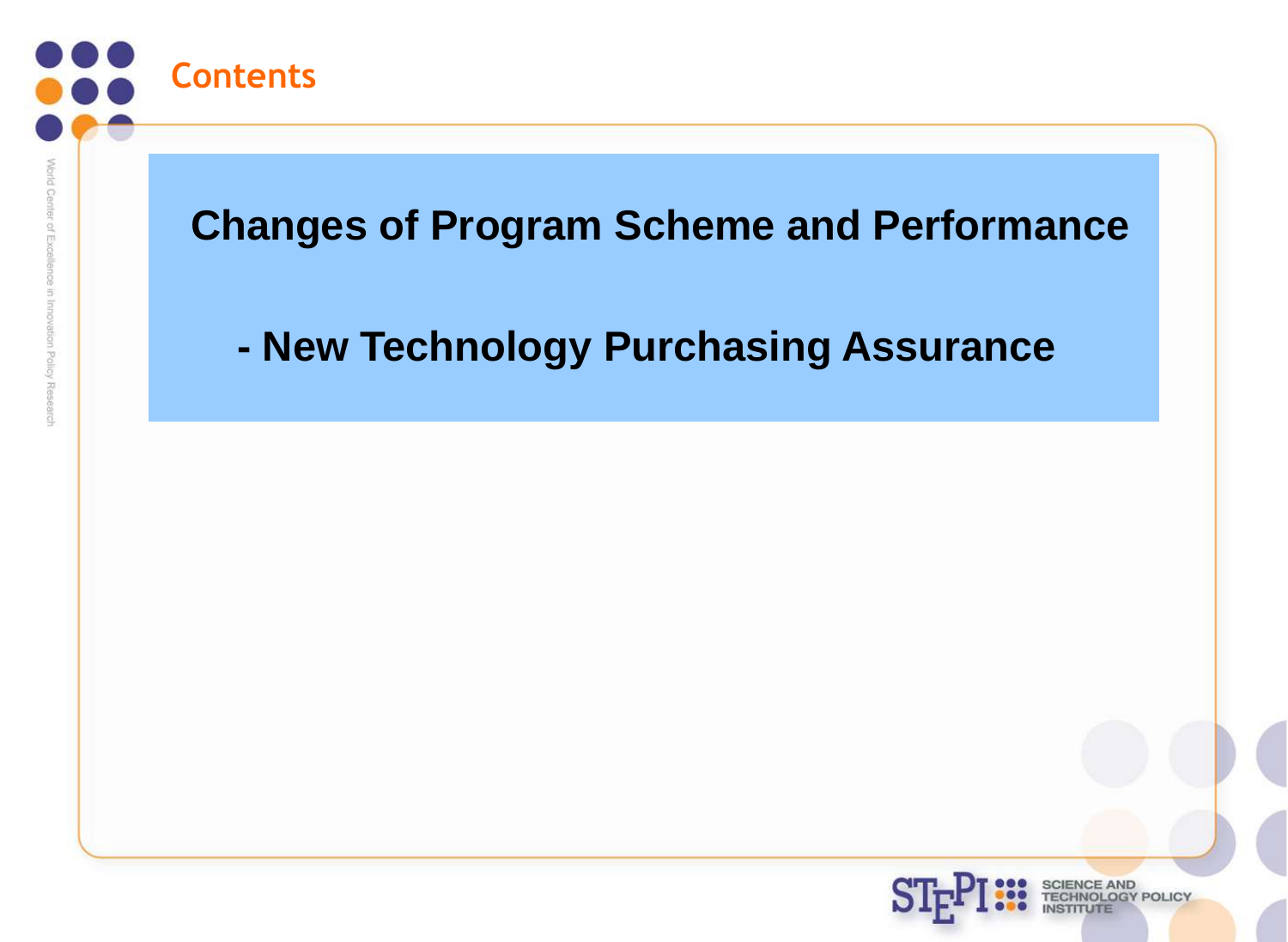## Contents

**Changes of Program Scheme and Performance**

**- New Technology Purchasing Assurance**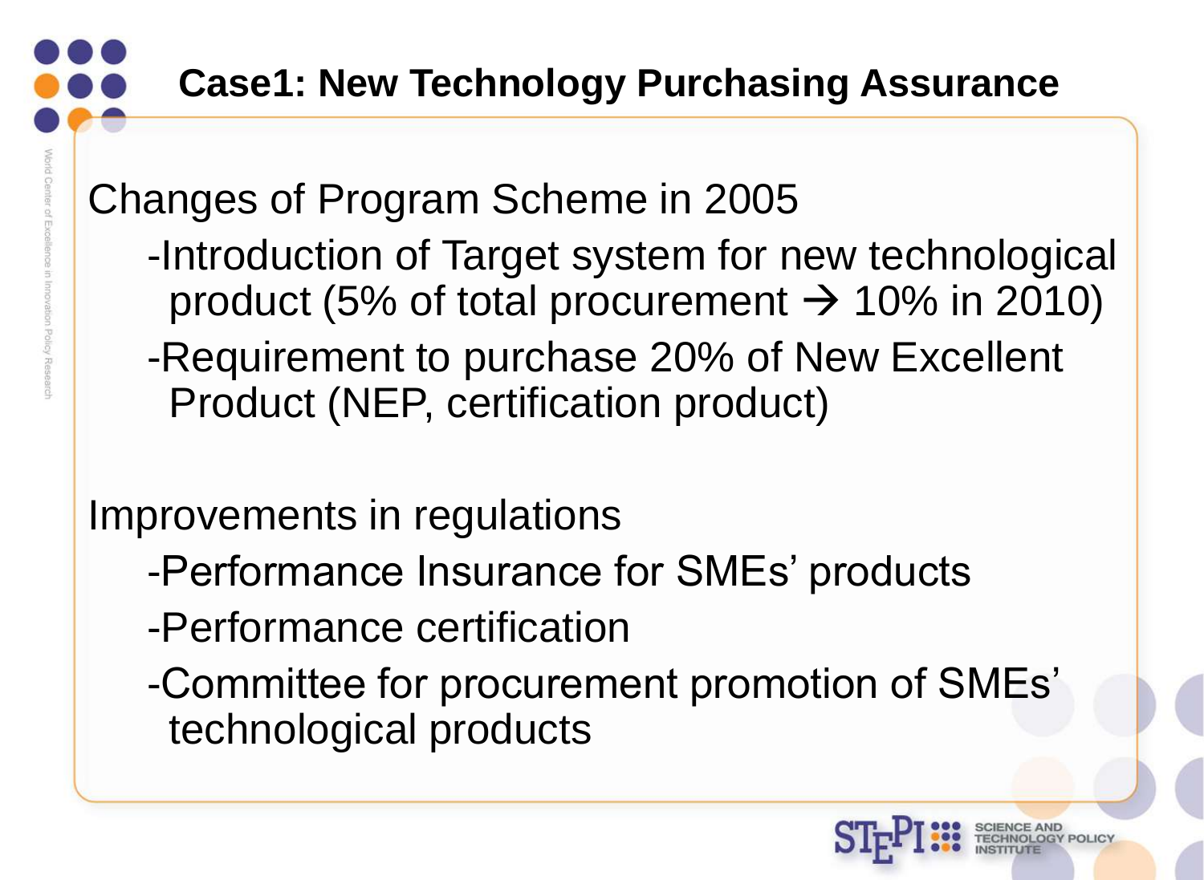# Case1: New Technology Purchasing Assurance

Changes of Program Scheme in 2005

- Introduction of Target system for new technological product (5% of total procurement → 10% in 2010)
- Requirement to purchase 20% of New Excellent Product (NEP, certification product)

Improvements in regulations

- Performance Insurance for SMEs' products
- Performance certification
- Committee for procurement promotion of SMEs' technological products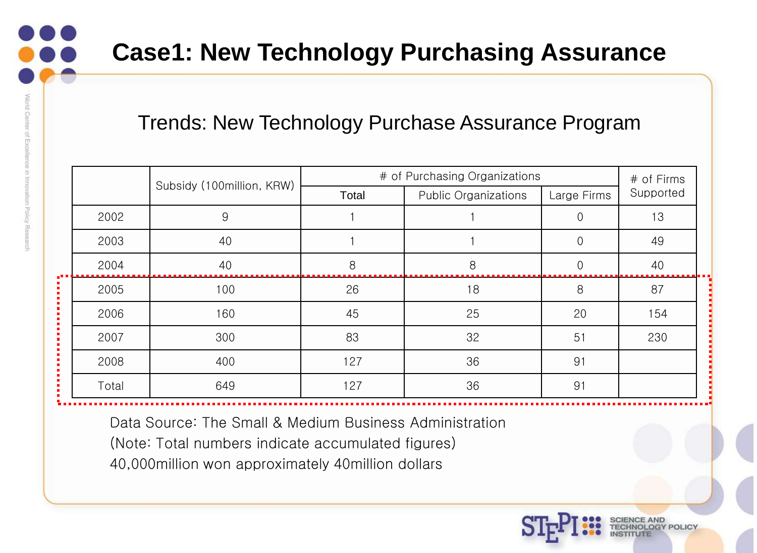# Case1: New Technology Purchasing Assurance

## Trends: New Technology Purchase Assurance Program

| | Subsidy (100million, KRW) | # of Purchasing Organizations | | | # of Firms Supported |
|---|---|---|---|---|---|
| | | Total | Public Organizations | Large Firms | |
| 2002 | 9 | 1 | 1 | 0 | 13 |
| 2003 | 40 | 1 | 1 | 0 | 49 |
| 2004 | 40 | 8 | 8 | 0 | 40 |
| 2005 | 100 | 26 | 18 | 8 | 87 |
| 2006 | 160 | 45 | 25 | 20 | 154 |
| 2007 | 300 | 83 | 32 | 51 | 230 |
| 2008 | 400 | 127 | 36 | 91 | |
| Total | 649 | 127 | 36 | 91 | |

Data Source: The Small & Medium Business Administration

(Note: Total numbers indicate accumulated figures)

40,000million won approximately 40million dollars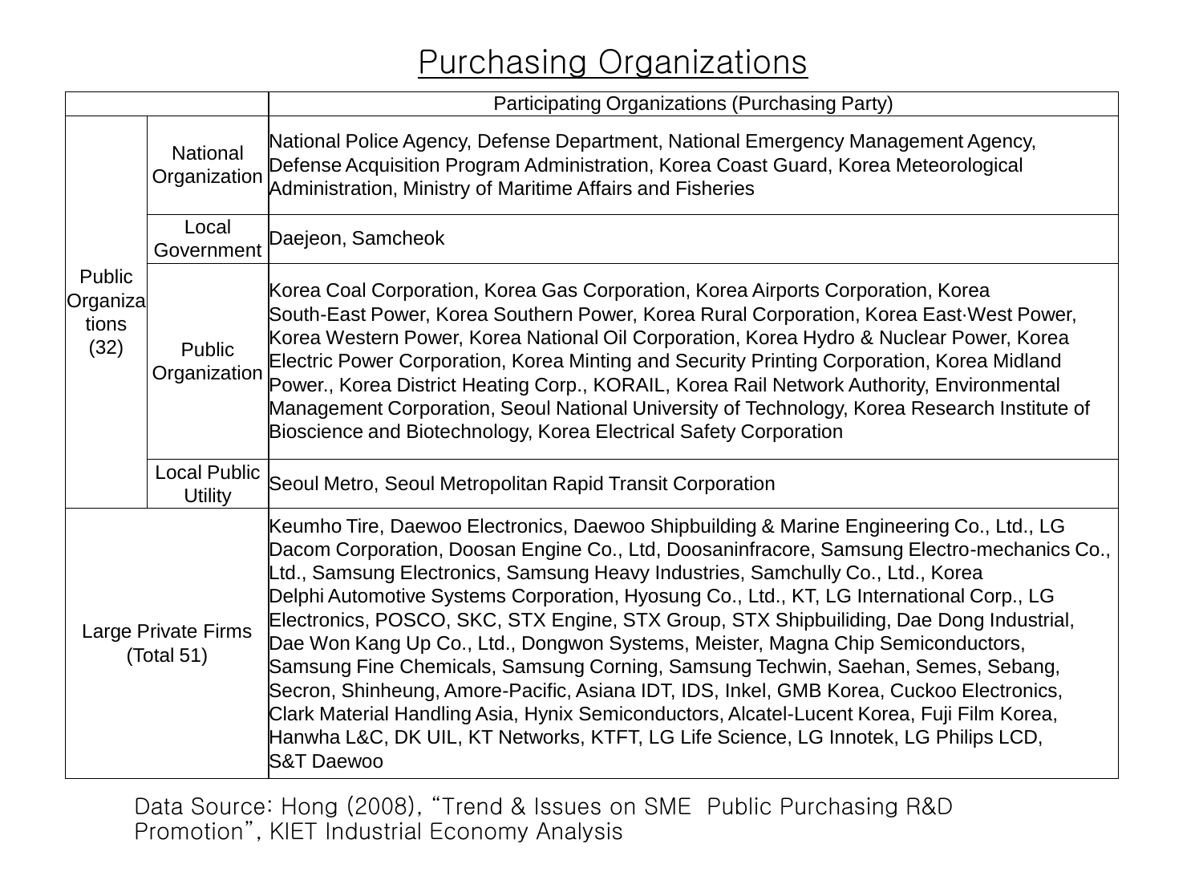# Purchasing Organizations

| | | Participating Organizations (Purchasing Party) |
|---|---|---|
| Public Organizations (32) | National Organization | National Police Agency, Defense Department, National Emergency Management Agency, Defense Acquisition Program Administration, Korea Coast Guard, Korea Meteorological Administration, Ministry of Maritime Affairs and Fisheries |
| | Local Government | Daejeon, Samcheok |
| | Public Organization | Korea Coal Corporation, Korea Gas Corporation, Korea Airports Corporation, Korea South-East Power, Korea Southern Power, Korea Rural Corporation, Korea East·West Power, Korea Western Power, Korea National Oil Corporation, Korea Hydro & Nuclear Power, Korea Electric Power Corporation, Korea Minting and Security Printing Corporation, Korea Midland Power., Korea District Heating Corp., KORAIL, Korea Rail Network Authority, Environmental Management Corporation, Seoul National University of Technology, Korea Research Institute of Bioscience and Biotechnology, Korea Electrical Safety Corporation |
| | Local Public Utility | Seoul Metro, Seoul Metropolitan Rapid Transit Corporation |
| Large Private Firms (Total 51) | | Keumho Tire, Daewoo Electronics, Daewoo Shipbuilding & Marine Engineering Co., Ltd., LG Dacom Corporation, Doosan Engine Co., Ltd, Doosaninfracore, Samsung Electro-mechanics Co., Ltd., Samsung Electronics, Samsung Heavy Industries, Samchully Co., Ltd., Korea Delphi Automotive Systems Corporation, Hyosung Co., Ltd., KT, LG International Corp., LG Electronics, POSCO, SKC, STX Engine, STX Group, STX Shipbuiliding, Dae Dong Industrial, Dae Won Kang Up Co., Ltd., Dongwon Systems, Meister, Magna Chip Semiconductors, Samsung Fine Chemicals, Samsung Corning, Samsung Techwin, Saehan, Semes, Sebang, Secron, Shinheung, Amore-Pacific, Asiana IDT, IDS, Inkel, GMB Korea, Cuckoo Electronics, Clark Material Handling Asia, Hynix Semiconductors, Alcatel-Lucent Korea, Fuji Film Korea, Hanwha L&C, DK UIL, KT Networks, KTFT, LG Life Science, LG Innotek, LG Philips LCD, S&T Daewoo |

Data Source: Hong (2008), "Trend & Issues on SME Public Purchasing R&D Promotion", KIET Industrial Economy Analysis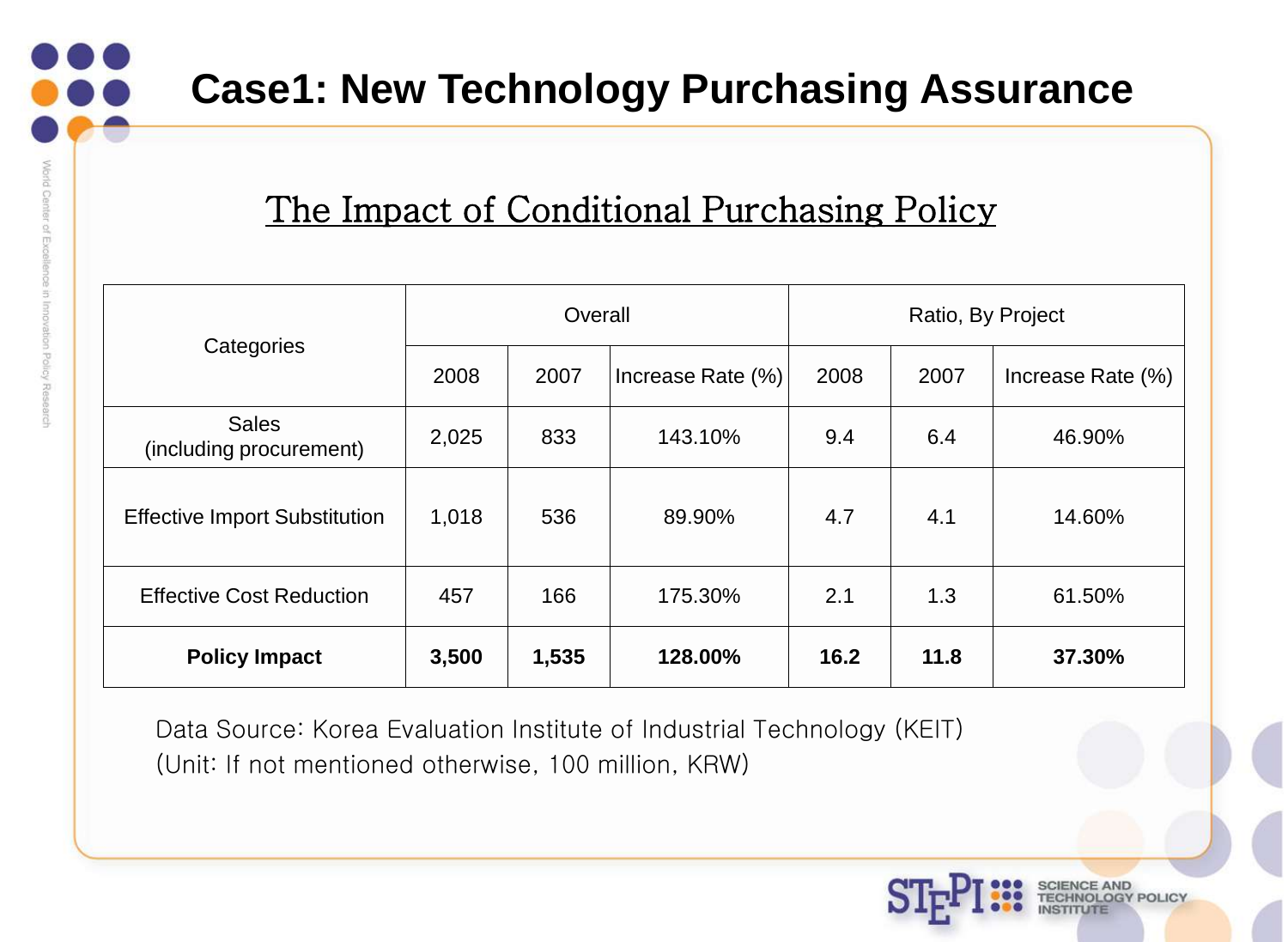# Case1: New Technology Purchasing Assurance

## The Impact of Conditional Purchasing Policy

| Categories | Overall | | | Ratio, By Project | | |
|---|---|---|---|---|---|---|
| | 2008 | 2007 | Increase Rate (%) | 2008 | 2007 | Increase Rate (%) |
| Sales (including procurement) | 2,025 | 833 | 143.10% | 9.4 | 6.4 | 46.90% |
| Effective Import Substitution | 1,018 | 536 | 89.90% | 4.7 | 4.1 | 14.60% |
| Effective Cost Reduction | 457 | 166 | 175.30% | 2.1 | 1.3 | 61.50% |
| **Policy Impact** | **3,500** | **1,535** | **128.00%** | **16.2** | **11.8** | **37.30%** |

Data Source: Korea Evaluation Institute of Industrial Technology (KEIT)
(Unit: If not mentioned otherwise, 100 million, KRW)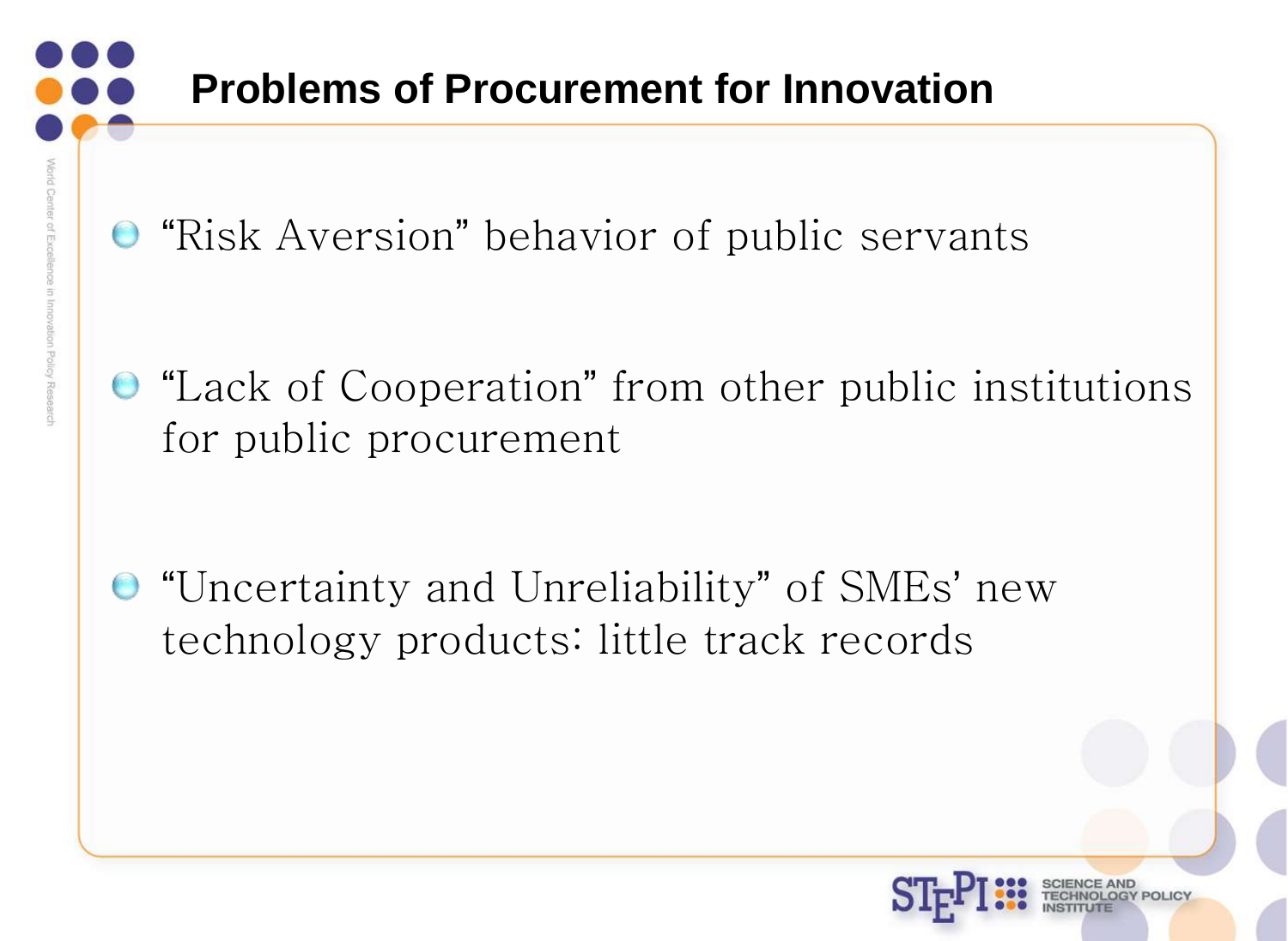## Problems of Procurement for Innovation

- "Risk Aversion" behavior of public servants
- "Lack of Cooperation" from other public institutions for public procurement
- "Uncertainty and Unreliability" of SMEs' new technology products: little track records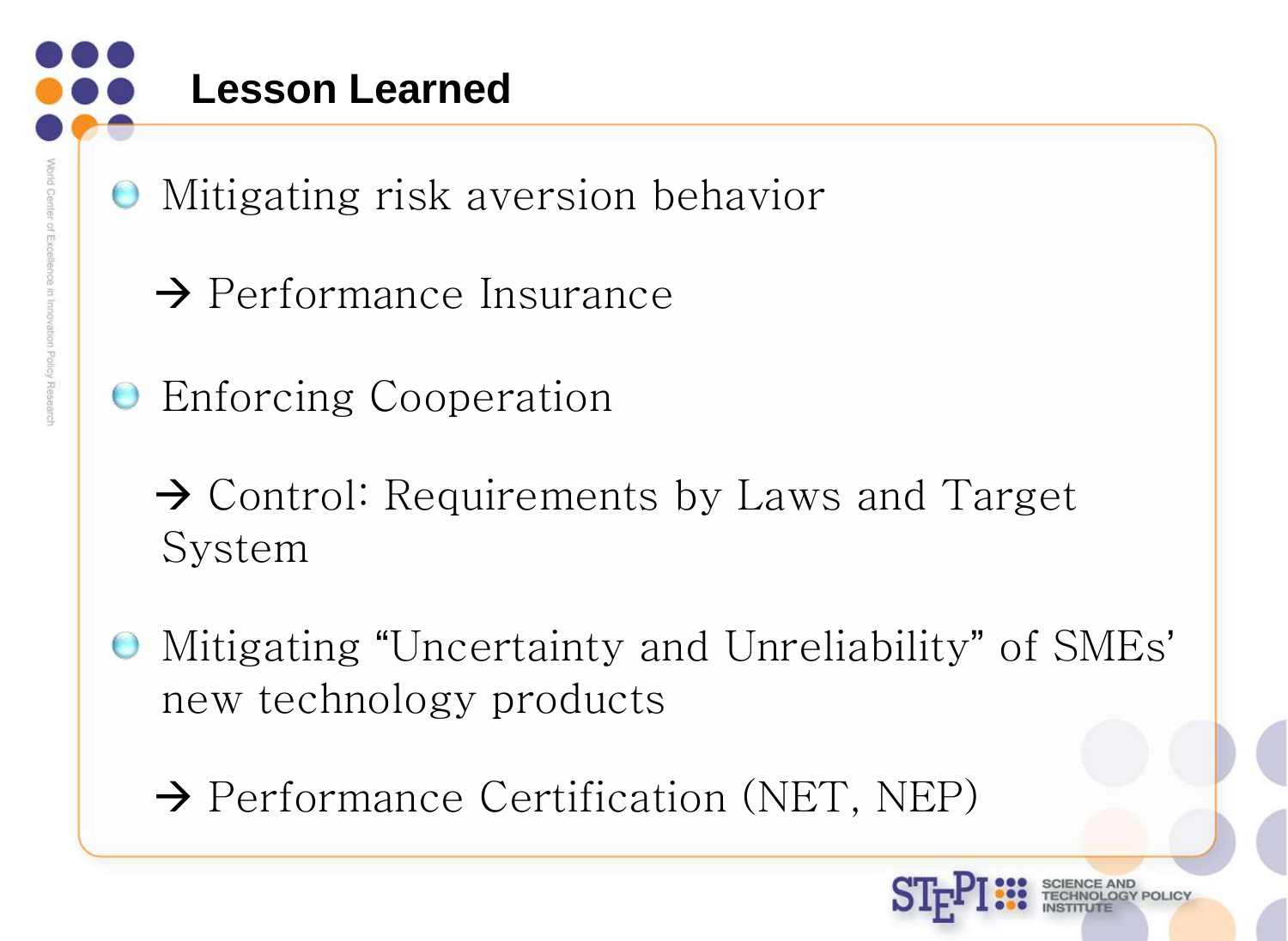## Lesson Learned

- Mitigating risk aversion behavior

  → Performance Insurance

- Enforcing Cooperation

  → Control: Requirements by Laws and Target System

- Mitigating "Uncertainty and Unreliability" of SMEs' new technology products

  → Performance Certification (NET, NEP)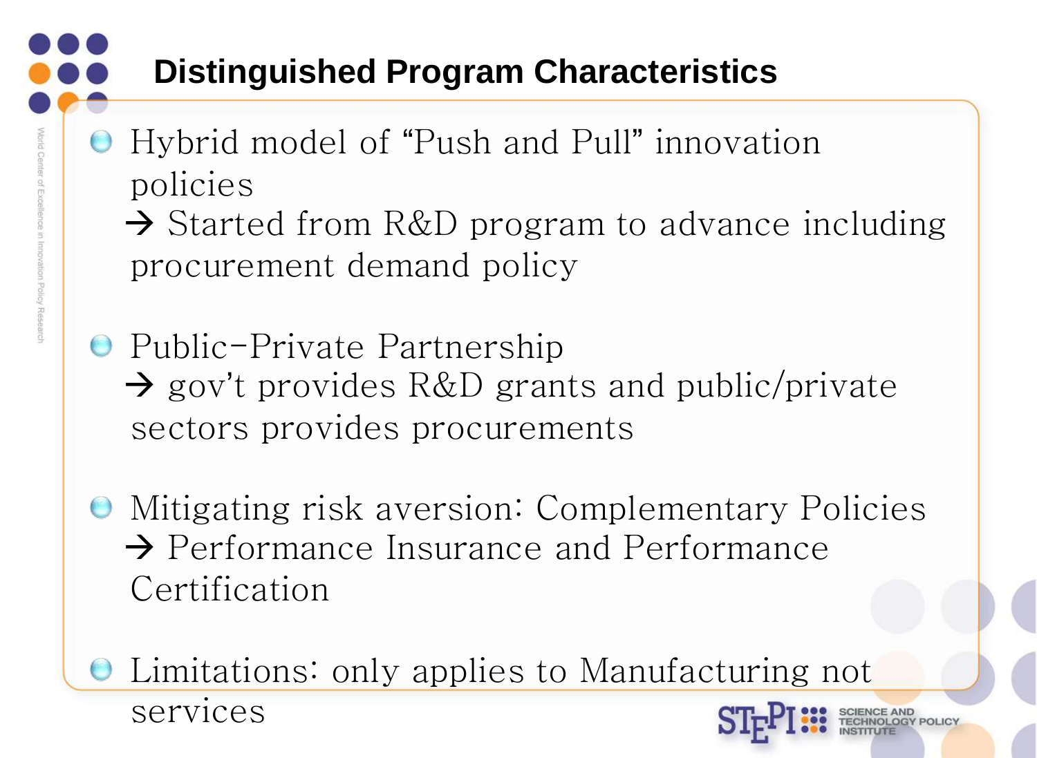## Distinguished Program Characteristics

- Hybrid model of “Push and Pull” innovation policies
  → Started from R&D program to advance including procurement demand policy

- Public-Private Partnership
  → gov’t provides R&D grants and public/private sectors provides procurements

- Mitigating risk aversion: Complementary Policies
  → Performance Insurance and Performance Certification

- Limitations: only applies to Manufacturing not services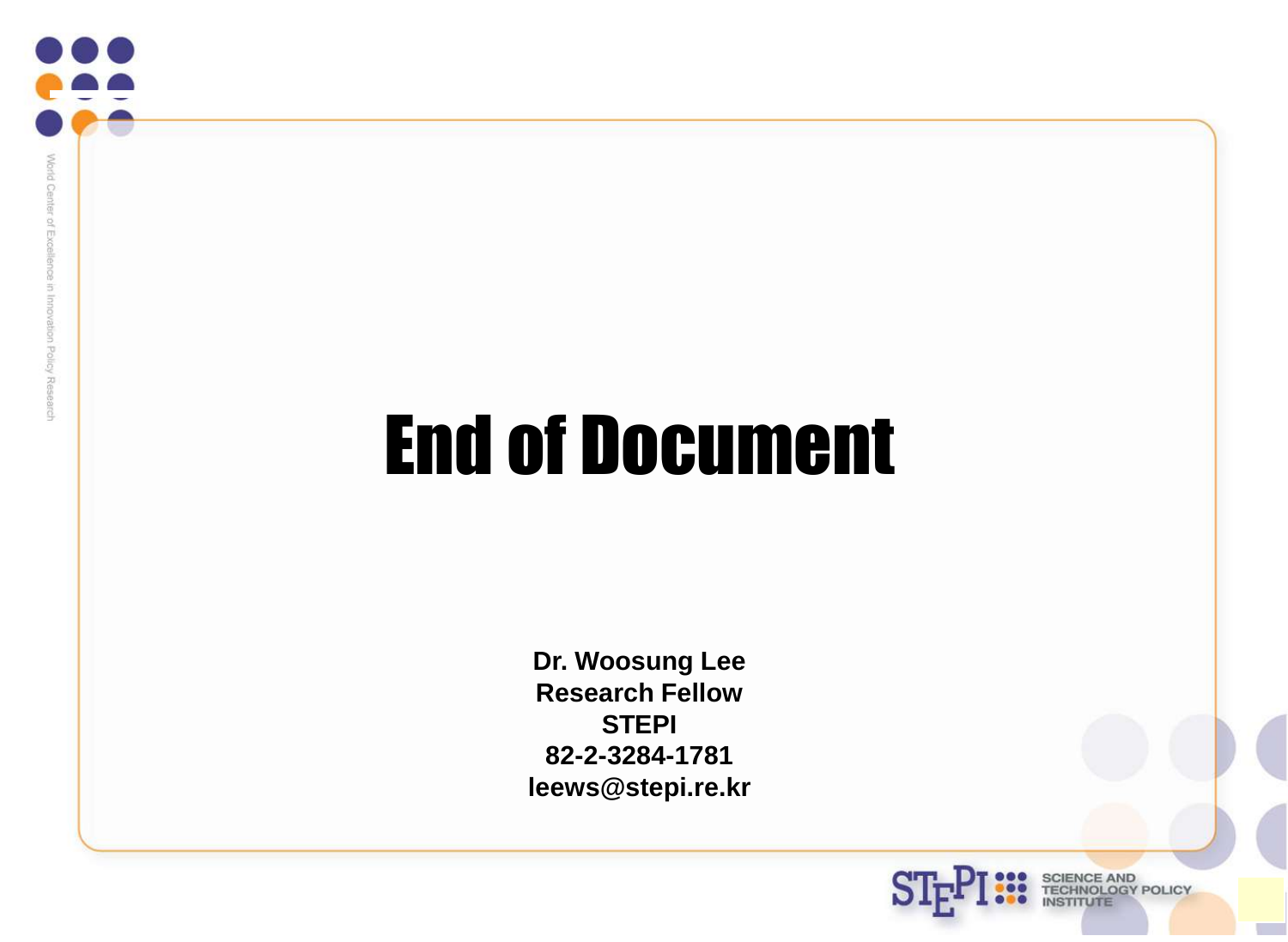# End of Document

**Dr. Woosung Lee**
**Research Fellow**
**STEPI**
**82-2-3284-1781**
**leews@stepi.re.kr**